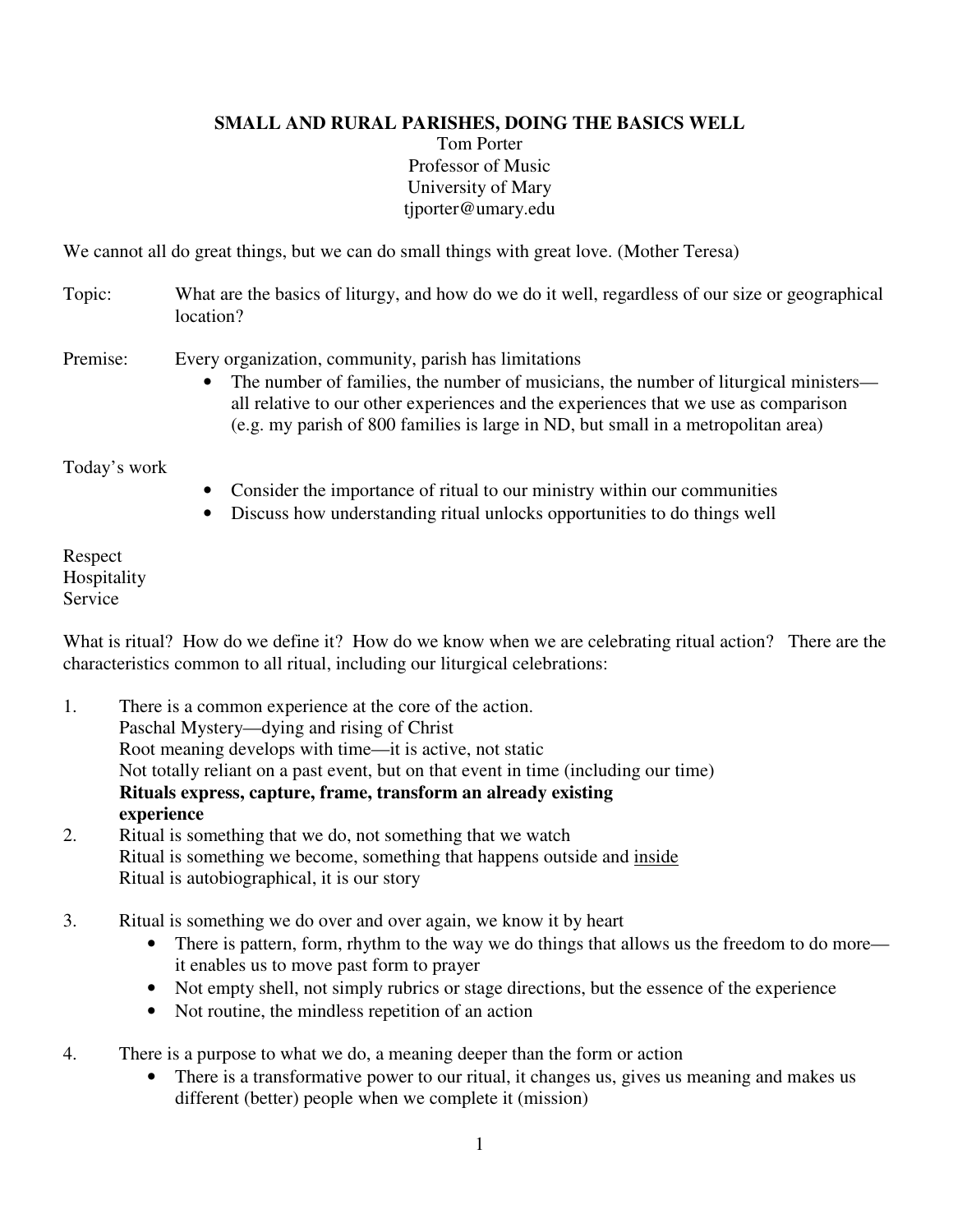# SMALL AND RURAL PARISHES, DOING THE BASICS WELL

Tom Porter
Professor of Music
University of Mary
tjporter@umary.edu

We cannot all do great things, but we can do small things with great love. (Mother Teresa)

Topic: What are the basics of liturgy, and how do we do it well, regardless of our size or geographical location?

Premise: Every organization, community, parish has limitations

- The number of families, the number of musicians, the number of liturgical ministers—all relative to our other experiences and the experiences that we use as comparison (e.g. my parish of 800 families is large in ND, but small in a metropolitan area)

Today's work

- Consider the importance of ritual to our ministry within our communities
- Discuss how understanding ritual unlocks opportunities to do things well

Respect
Hospitality
Service

What is ritual? How do we define it? How do we know when we are celebrating ritual action? There are the characteristics common to all ritual, including our liturgical celebrations:

1. There is a common experience at the core of the action.
   Paschal Mystery—dying and rising of Christ
   Root meaning develops with time—it is active, not static
   Not totally reliant on a past event, but on that event in time (including our time)
   **Rituals express, capture, frame, transform an already existing experience**
2. Ritual is something that we do, not something that we watch
   Ritual is something we become, something that happens outside and <u>inside</u>
   Ritual is autobiographical, it is our story
3. Ritual is something we do over and over again, we know it by heart
   - There is pattern, form, rhythm to the way we do things that allows us the freedom to do more—it enables us to move past form to prayer
   - Not empty shell, not simply rubrics or stage directions, but the essence of the experience
   - Not routine, the mindless repetition of an action
4. There is a purpose to what we do, a meaning deeper than the form or action
   - There is a transformative power to our ritual, it changes us, gives us meaning and makes us different (better) people when we complete it (mission)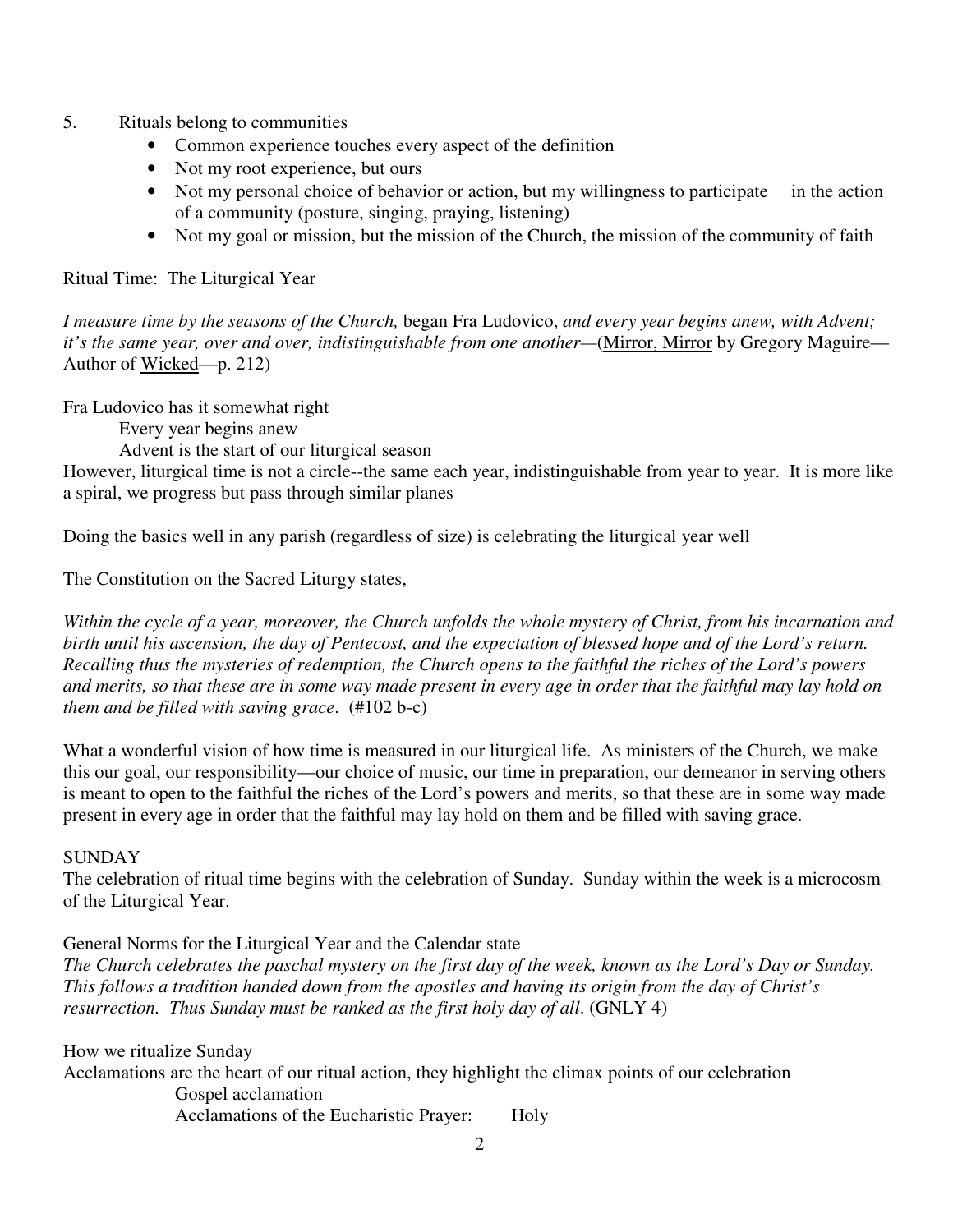5. Rituals belong to communities
    - Common experience touches every aspect of the definition
    - Not <u>my</u> root experience, but ours
    - Not <u>my</u> personal choice of behavior or action, but my willingness to participate in the action of a community (posture, singing, praying, listening)
    - Not my goal or mission, but the mission of the Church, the mission of the community of faith

Ritual Time: The Liturgical Year

*I measure time by the seasons of the Church,* began Fra Ludovico, *and every year begins anew, with Advent; it's the same year, over and over, indistinguishable from one another*—(<u>Mirror, Mirror</u> by Gregory Maguire—Author of <u>Wicked</u>—p. 212)

Fra Ludovico has it somewhat right

Every year begins anew

Advent is the start of our liturgical season

However, liturgical time is not a circle--the same each year, indistinguishable from year to year. It is more like a spiral, we progress but pass through similar planes

Doing the basics well in any parish (regardless of size) is celebrating the liturgical year well

The Constitution on the Sacred Liturgy states,

*Within the cycle of a year, moreover, the Church unfolds the whole mystery of Christ, from his incarnation and birth until his ascension, the day of Pentecost, and the expectation of blessed hope and of the Lord's return. Recalling thus the mysteries of redemption, the Church opens to the faithful the riches of the Lord's powers and merits, so that these are in some way made present in every age in order that the faithful may lay hold on them and be filled with saving grace*. (#102 b-c)

What a wonderful vision of how time is measured in our liturgical life. As ministers of the Church, we make this our goal, our responsibility—our choice of music, our time in preparation, our demeanor in serving others is meant to open to the faithful the riches of the Lord's powers and merits, so that these are in some way made present in every age in order that the faithful may lay hold on them and be filled with saving grace.

SUNDAY

The celebration of ritual time begins with the celebration of Sunday. Sunday within the week is a microcosm of the Liturgical Year.

General Norms for the Liturgical Year and the Calendar state

*The Church celebrates the paschal mystery on the first day of the week, known as the Lord's Day or Sunday. This follows a tradition handed down from the apostles and having its origin from the day of Christ's resurrection. Thus Sunday must be ranked as the first holy day of all*. (GNLY 4)

How we ritualize Sunday

Acclamations are the heart of our ritual action, they highlight the climax points of our celebration

Gospel acclamation

Acclamations of the Eucharistic Prayer: Holy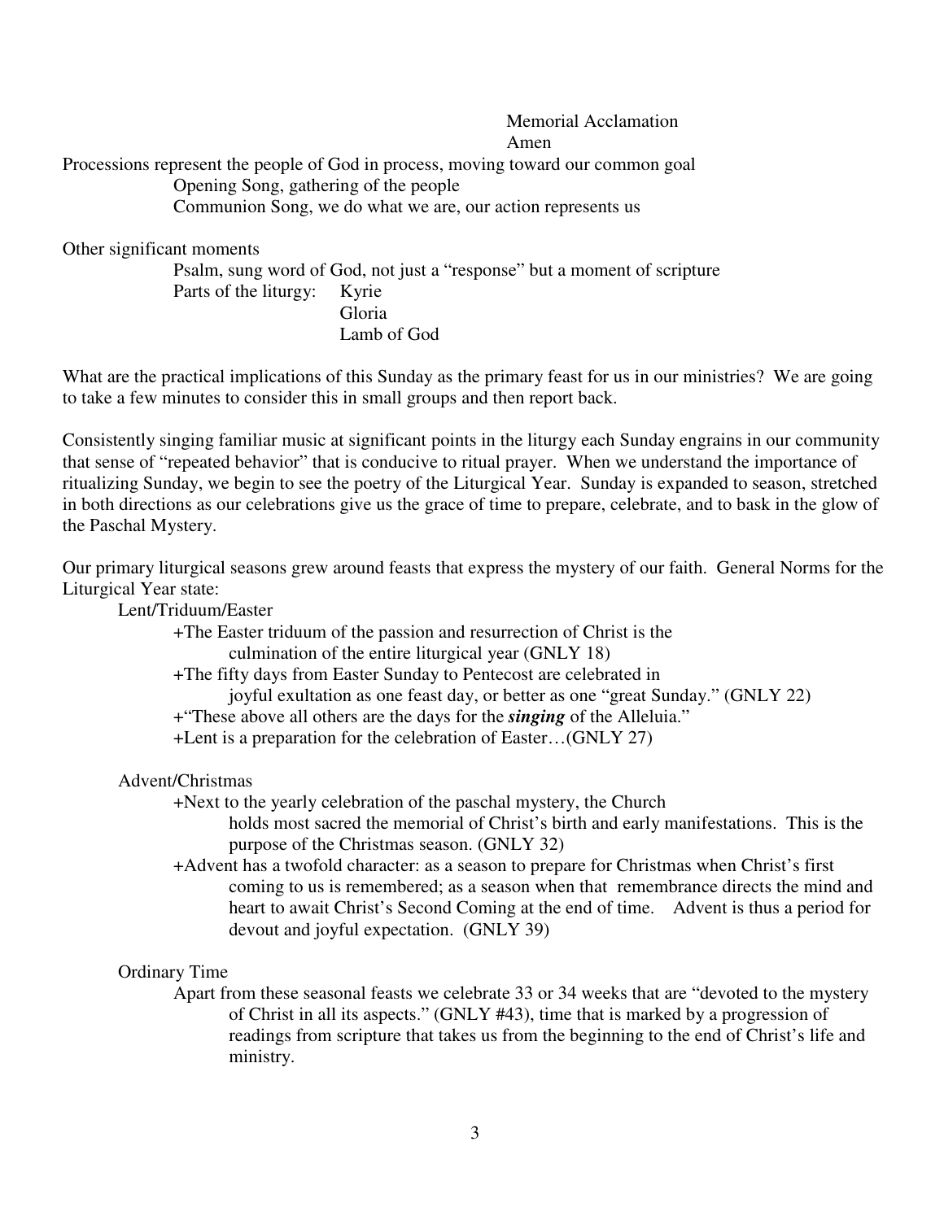Memorial Acclamation
Amen

Processions represent the people of God in process, moving toward our common goal

- Opening Song, gathering of the people
- Communion Song, we do what we are, our action represents us

Other significant moments

- Psalm, sung word of God, not just a "response" but a moment of scripture
- Parts of the liturgy:
  - Kyrie
  - Gloria
  - Lamb of God

What are the practical implications of this Sunday as the primary feast for us in our ministries? We are going to take a few minutes to consider this in small groups and then report back.

Consistently singing familiar music at significant points in the liturgy each Sunday engrains in our community that sense of "repeated behavior" that is conducive to ritual prayer. When we understand the importance of ritualizing Sunday, we begin to see the poetry of the Liturgical Year. Sunday is expanded to season, stretched in both directions as our celebrations give us the grace of time to prepare, celebrate, and to bask in the glow of the Paschal Mystery.

Our primary liturgical seasons grew around feasts that express the mystery of our faith. General Norms for the Liturgical Year state:

Lent/Triduum/Easter

- +The Easter triduum of the passion and resurrection of Christ is the culmination of the entire liturgical year (GNLY 18)
- +The fifty days from Easter Sunday to Pentecost are celebrated in joyful exultation as one feast day, or better as one "great Sunday." (GNLY 22)
- +"These above all others are the days for the ***singing*** of the Alleluia."
- +Lent is a preparation for the celebration of Easter…(GNLY 27)

Advent/Christmas

- +Next to the yearly celebration of the paschal mystery, the Church holds most sacred the memorial of Christ's birth and early manifestations. This is the purpose of the Christmas season. (GNLY 32)
- +Advent has a twofold character: as a season to prepare for Christmas when Christ's first coming to us is remembered; as a season when that remembrance directs the mind and heart to await Christ's Second Coming at the end of time. Advent is thus a period for devout and joyful expectation. (GNLY 39)

Ordinary Time

Apart from these seasonal feasts we celebrate 33 or 34 weeks that are "devoted to the mystery of Christ in all its aspects." (GNLY #43), time that is marked by a progression of readings from scripture that takes us from the beginning to the end of Christ's life and ministry.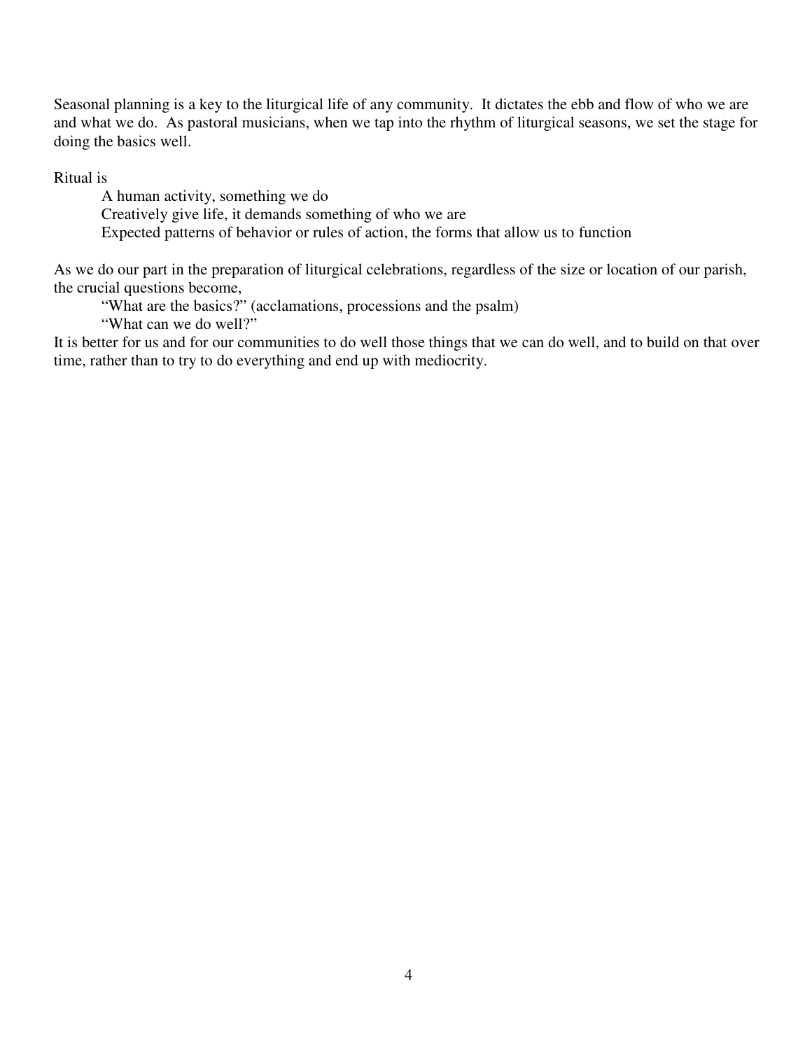Seasonal planning is a key to the liturgical life of any community. It dictates the ebb and flow of who we are and what we do. As pastoral musicians, when we tap into the rhythm of liturgical seasons, we set the stage for doing the basics well.

Ritual is

A human activity, something we do
Creatively give life, it demands something of who we are
Expected patterns of behavior or rules of action, the forms that allow us to function

As we do our part in the preparation of liturgical celebrations, regardless of the size or location of our parish, the crucial questions become,

"What are the basics?" (acclamations, processions and the psalm)
"What can we do well?"

It is better for us and for our communities to do well those things that we can do well, and to build on that over time, rather than to try to do everything and end up with mediocrity.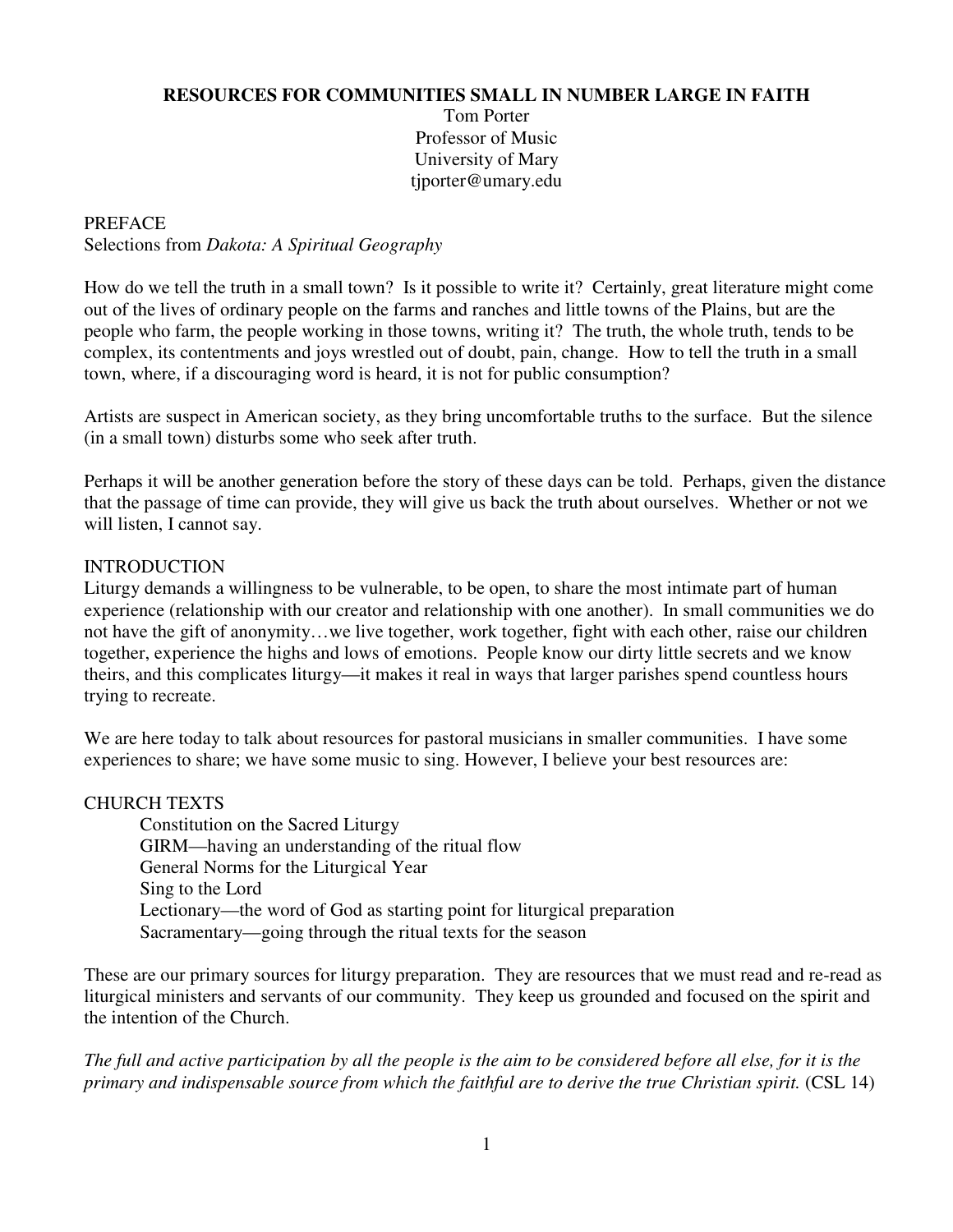**RESOURCES FOR COMMUNITIES SMALL IN NUMBER LARGE IN FAITH**

Tom Porter
Professor of Music
University of Mary
tjporter@umary.edu

PREFACE

Selections from *Dakota: A Spiritual Geography*

How do we tell the truth in a small town? Is it possible to write it? Certainly, great literature might come out of the lives of ordinary people on the farms and ranches and little towns of the Plains, but are the people who farm, the people working in those towns, writing it? The truth, the whole truth, tends to be complex, its contentments and joys wrestled out of doubt, pain, change. How to tell the truth in a small town, where, if a discouraging word is heard, it is not for public consumption?

Artists are suspect in American society, as they bring uncomfortable truths to the surface. But the silence (in a small town) disturbs some who seek after truth.

Perhaps it will be another generation before the story of these days can be told. Perhaps, given the distance that the passage of time can provide, they will give us back the truth about ourselves. Whether or not we will listen, I cannot say.

INTRODUCTION

Liturgy demands a willingness to be vulnerable, to be open, to share the most intimate part of human experience (relationship with our creator and relationship with one another). In small communities we do not have the gift of anonymity…we live together, work together, fight with each other, raise our children together, experience the highs and lows of emotions. People know our dirty little secrets and we know theirs, and this complicates liturgy—it makes it real in ways that larger parishes spend countless hours trying to recreate.

We are here today to talk about resources for pastoral musicians in smaller communities. I have some experiences to share; we have some music to sing. However, I believe your best resources are:

CHURCH TEXTS

- Constitution on the Sacred Liturgy
- GIRM—having an understanding of the ritual flow
- General Norms for the Liturgical Year
- Sing to the Lord
- Lectionary—the word of God as starting point for liturgical preparation
- Sacramentary—going through the ritual texts for the season

These are our primary sources for liturgy preparation. They are resources that we must read and re-read as liturgical ministers and servants of our community. They keep us grounded and focused on the spirit and the intention of the Church.

*The full and active participation by all the people is the aim to be considered before all else, for it is the primary and indispensable source from which the faithful are to derive the true Christian spirit.* (CSL 14)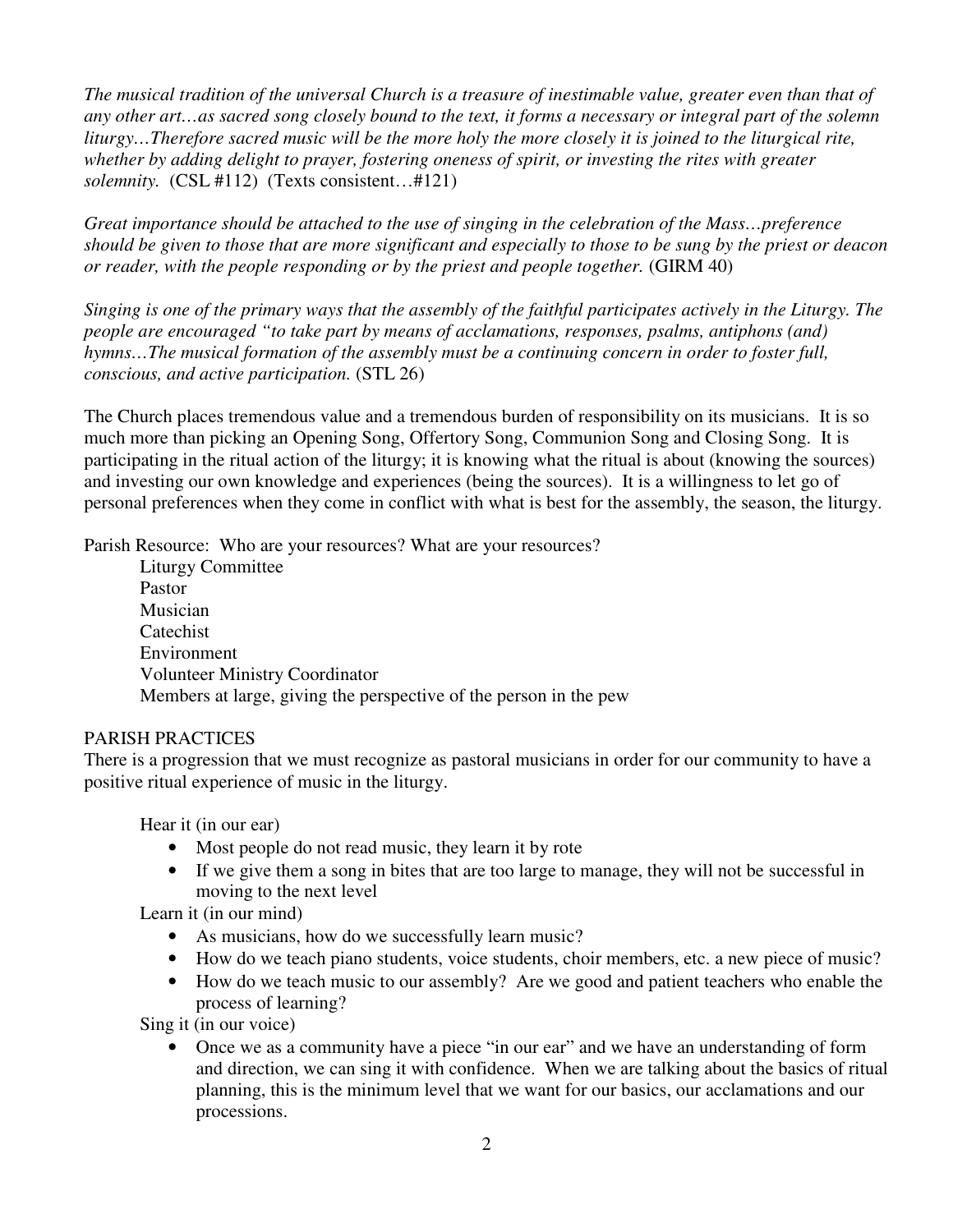*The musical tradition of the universal Church is a treasure of inestimable value, greater even than that of any other art…as sacred song closely bound to the text, it forms a necessary or integral part of the solemn liturgy…Therefore sacred music will be the more holy the more closely it is joined to the liturgical rite, whether by adding delight to prayer, fostering oneness of spirit, or investing the rites with greater solemnity.* (CSL #112) (Texts consistent…#121)

*Great importance should be attached to the use of singing in the celebration of the Mass…preference should be given to those that are more significant and especially to those to be sung by the priest or deacon or reader, with the people responding or by the priest and people together.* (GIRM 40)

*Singing is one of the primary ways that the assembly of the faithful participates actively in the Liturgy. The people are encouraged "to take part by means of acclamations, responses, psalms, antiphons (and) hymns…The musical formation of the assembly must be a continuing concern in order to foster full, conscious, and active participation.* (STL 26)

The Church places tremendous value and a tremendous burden of responsibility on its musicians. It is so much more than picking an Opening Song, Offertory Song, Communion Song and Closing Song. It is participating in the ritual action of the liturgy; it is knowing what the ritual is about (knowing the sources) and investing our own knowledge and experiences (being the sources). It is a willingness to let go of personal preferences when they come in conflict with what is best for the assembly, the season, the liturgy.

Parish Resource: Who are your resources? What are your resources?

Liturgy Committee
Pastor
Musician
Catechist
Environment
Volunteer Ministry Coordinator
Members at large, giving the perspective of the person in the pew

PARISH PRACTICES

There is a progression that we must recognize as pastoral musicians in order for our community to have a positive ritual experience of music in the liturgy.

Hear it (in our ear)

- Most people do not read music, they learn it by rote
- If we give them a song in bites that are too large to manage, they will not be successful in moving to the next level

Learn it (in our mind)

- As musicians, how do we successfully learn music?
- How do we teach piano students, voice students, choir members, etc. a new piece of music?
- How do we teach music to our assembly? Are we good and patient teachers who enable the process of learning?

Sing it (in our voice)

- Once we as a community have a piece "in our ear" and we have an understanding of form and direction, we can sing it with confidence. When we are talking about the basics of ritual planning, this is the minimum level that we want for our basics, our acclamations and our processions.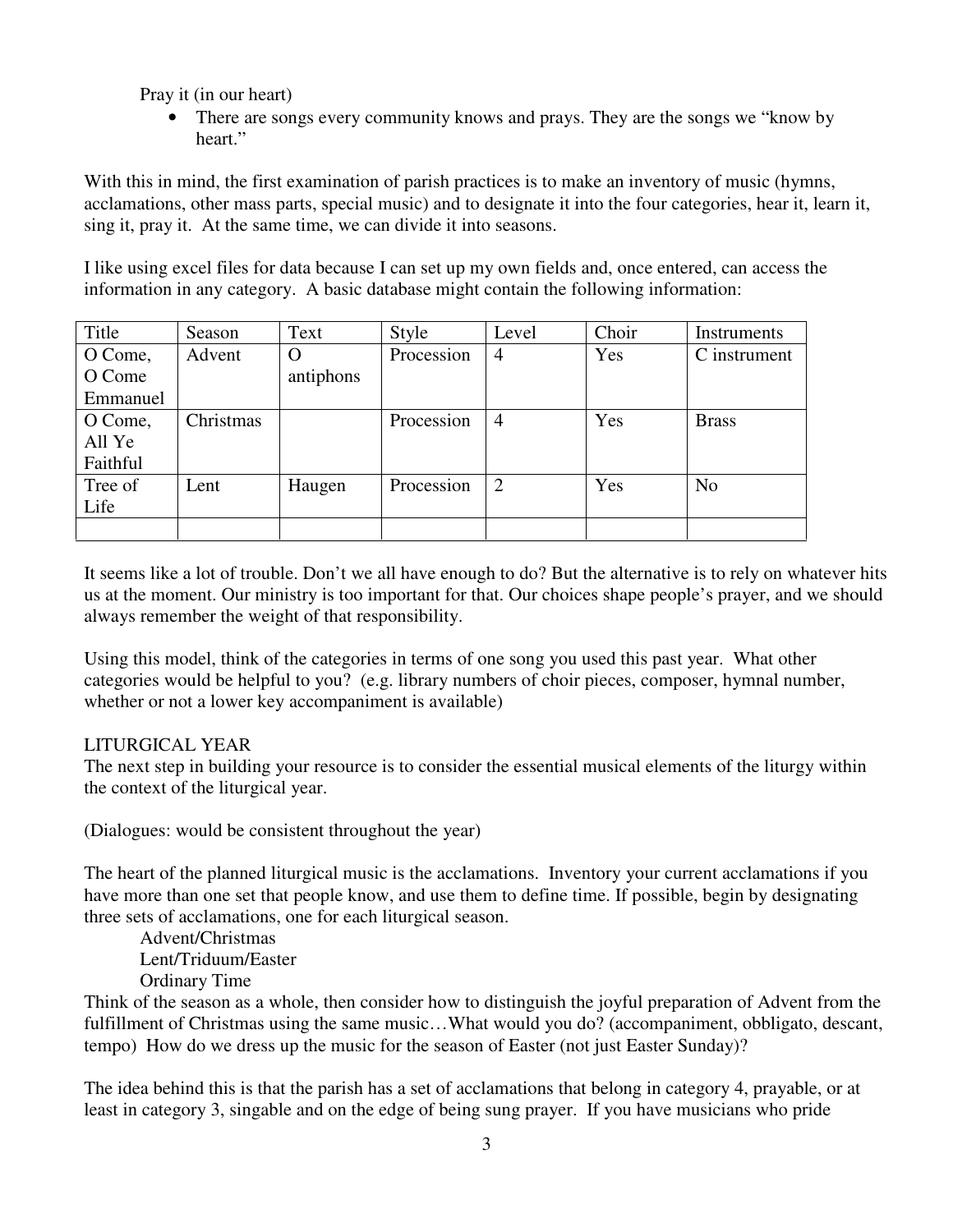Pray it (in our heart)

- There are songs every community knows and prays. They are the songs we "know by heart."

With this in mind, the first examination of parish practices is to make an inventory of music (hymns, acclamations, other mass parts, special music) and to designate it into the four categories, hear it, learn it, sing it, pray it. At the same time, we can divide it into seasons.

I like using excel files for data because I can set up my own fields and, once entered, can access the information in any category. A basic database might contain the following information:

| Title | Season | Text | Style | Level | Choir | Instruments |
|---|---|---|---|---|---|---|
| O Come, O Come Emmanuel | Advent | O antiphons | Procession | 4 | Yes | C instrument |
| O Come, All Ye Faithful | Christmas | | Procession | 4 | Yes | Brass |
| Tree of Life | Lent | Haugen | Procession | 2 | Yes | No |
| | | | | | | |

It seems like a lot of trouble. Don't we all have enough to do? But the alternative is to rely on whatever hits us at the moment. Our ministry is too important for that. Our choices shape people's prayer, and we should always remember the weight of that responsibility.

Using this model, think of the categories in terms of one song you used this past year. What other categories would be helpful to you? (e.g. library numbers of choir pieces, composer, hymnal number, whether or not a lower key accompaniment is available)

LITURGICAL YEAR

The next step in building your resource is to consider the essential musical elements of the liturgy within the context of the liturgical year.

(Dialogues: would be consistent throughout the year)

The heart of the planned liturgical music is the acclamations. Inventory your current acclamations if you have more than one set that people know, and use them to define time. If possible, begin by designating three sets of acclamations, one for each liturgical season.

Advent/Christmas
Lent/Triduum/Easter
Ordinary Time

Think of the season as a whole, then consider how to distinguish the joyful preparation of Advent from the fulfillment of Christmas using the same music…What would you do? (accompaniment, obbligato, descant, tempo) How do we dress up the music for the season of Easter (not just Easter Sunday)?

The idea behind this is that the parish has a set of acclamations that belong in category 4, prayable, or at least in category 3, singable and on the edge of being sung prayer. If you have musicians who pride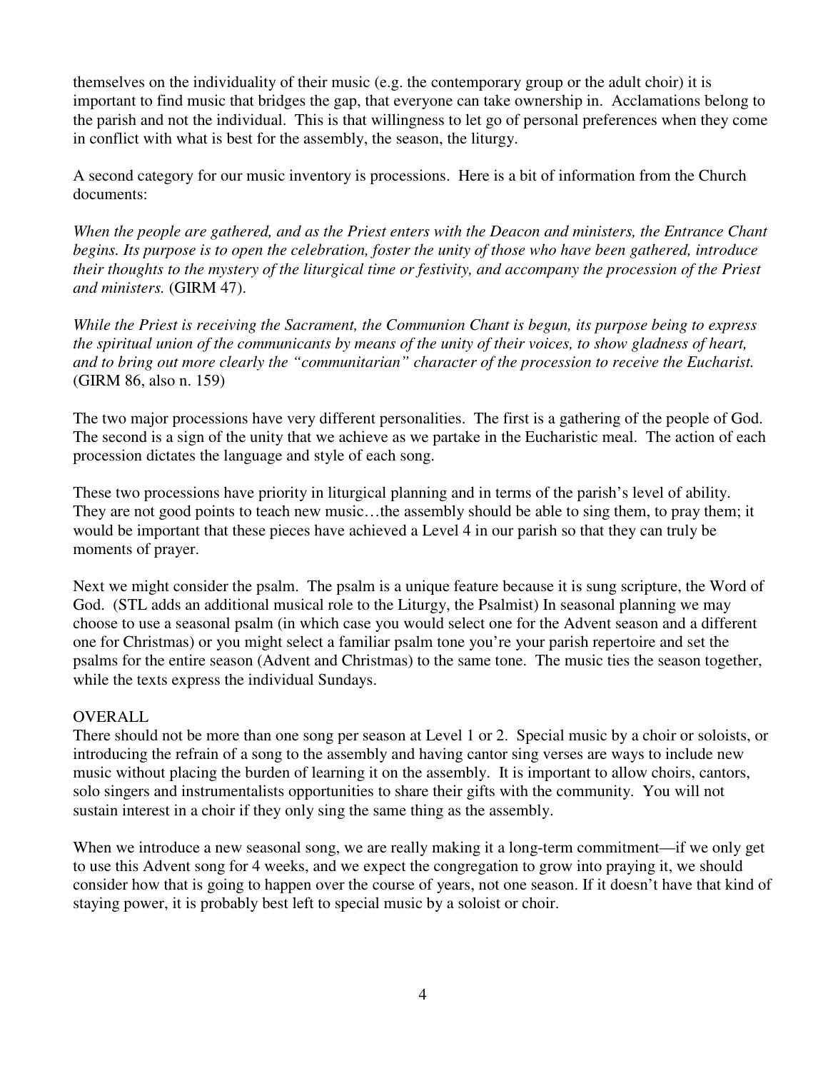themselves on the individuality of their music (e.g. the contemporary group or the adult choir) it is important to find music that bridges the gap, that everyone can take ownership in. Acclamations belong to the parish and not the individual. This is that willingness to let go of personal preferences when they come in conflict with what is best for the assembly, the season, the liturgy.

A second category for our music inventory is processions. Here is a bit of information from the Church documents:

*When the people are gathered, and as the Priest enters with the Deacon and ministers, the Entrance Chant begins. Its purpose is to open the celebration, foster the unity of those who have been gathered, introduce their thoughts to the mystery of the liturgical time or festivity, and accompany the procession of the Priest and ministers.* (GIRM 47).

*While the Priest is receiving the Sacrament, the Communion Chant is begun, its purpose being to express the spiritual union of the communicants by means of the unity of their voices, to show gladness of heart, and to bring out more clearly the "communitarian" character of the procession to receive the Eucharist.* (GIRM 86, also n. 159)

The two major processions have very different personalities. The first is a gathering of the people of God. The second is a sign of the unity that we achieve as we partake in the Eucharistic meal. The action of each procession dictates the language and style of each song.

These two processions have priority in liturgical planning and in terms of the parish's level of ability. They are not good points to teach new music…the assembly should be able to sing them, to pray them; it would be important that these pieces have achieved a Level 4 in our parish so that they can truly be moments of prayer.

Next we might consider the psalm. The psalm is a unique feature because it is sung scripture, the Word of God. (STL adds an additional musical role to the Liturgy, the Psalmist) In seasonal planning we may choose to use a seasonal psalm (in which case you would select one for the Advent season and a different one for Christmas) or you might select a familiar psalm tone you're your parish repertoire and set the psalms for the entire season (Advent and Christmas) to the same tone. The music ties the season together, while the texts express the individual Sundays.

## OVERALL

There should not be more than one song per season at Level 1 or 2. Special music by a choir or soloists, or introducing the refrain of a song to the assembly and having cantor sing verses are ways to include new music without placing the burden of learning it on the assembly. It is important to allow choirs, cantors, solo singers and instrumentalists opportunities to share their gifts with the community. You will not sustain interest in a choir if they only sing the same thing as the assembly.

When we introduce a new seasonal song, we are really making it a long-term commitment—if we only get to use this Advent song for 4 weeks, and we expect the congregation to grow into praying it, we should consider how that is going to happen over the course of years, not one season. If it doesn't have that kind of staying power, it is probably best left to special music by a soloist or choir.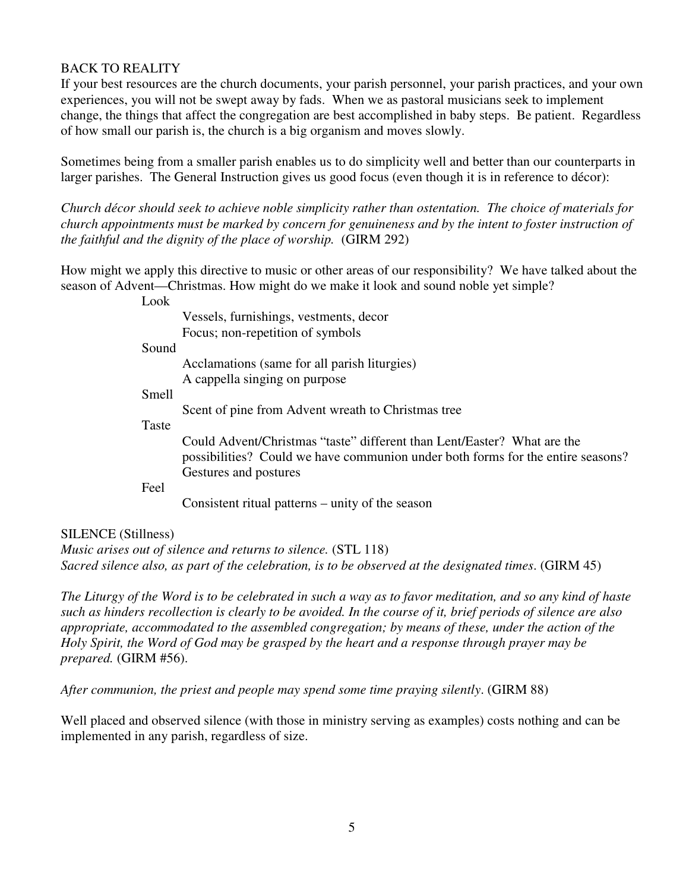## BACK TO REALITY

If your best resources are the church documents, your parish personnel, your parish practices, and your own experiences, you will not be swept away by fads. When we as pastoral musicians seek to implement change, the things that affect the congregation are best accomplished in baby steps. Be patient. Regardless of how small our parish is, the church is a big organism and moves slowly.

Sometimes being from a smaller parish enables us to do simplicity well and better than our counterparts in larger parishes. The General Instruction gives us good focus (even though it is in reference to décor):

*Church décor should seek to achieve noble simplicity rather than ostentation. The choice of materials for church appointments must be marked by concern for genuineness and by the intent to foster instruction of the faithful and the dignity of the place of worship.* (GIRM 292)

How might we apply this directive to music or other areas of our responsibility? We have talked about the season of Advent—Christmas. How might do we make it look and sound noble yet simple?

- Look
  - Vessels, furnishings, vestments, decor
  - Focus; non-repetition of symbols
- Sound
  - Acclamations (same for all parish liturgies)
  - A cappella singing on purpose
- Smell
  - Scent of pine from Advent wreath to Christmas tree
- Taste
  - Could Advent/Christmas "taste" different than Lent/Easter? What are the possibilities? Could we have communion under both forms for the entire seasons?
  - Gestures and postures
- Feel
  - Consistent ritual patterns – unity of the season

## SILENCE (Stillness)

*Music arises out of silence and returns to silence.* (STL 118)
*Sacred silence also, as part of the celebration, is to be observed at the designated times*. (GIRM 45)

*The Liturgy of the Word is to be celebrated in such a way as to favor meditation, and so any kind of haste such as hinders recollection is clearly to be avoided. In the course of it, brief periods of silence are also appropriate, accommodated to the assembled congregation; by means of these, under the action of the Holy Spirit, the Word of God may be grasped by the heart and a response through prayer may be prepared.* (GIRM #56).

*After communion, the priest and people may spend some time praying silently*. (GIRM 88)

Well placed and observed silence (with those in ministry serving as examples) costs nothing and can be implemented in any parish, regardless of size.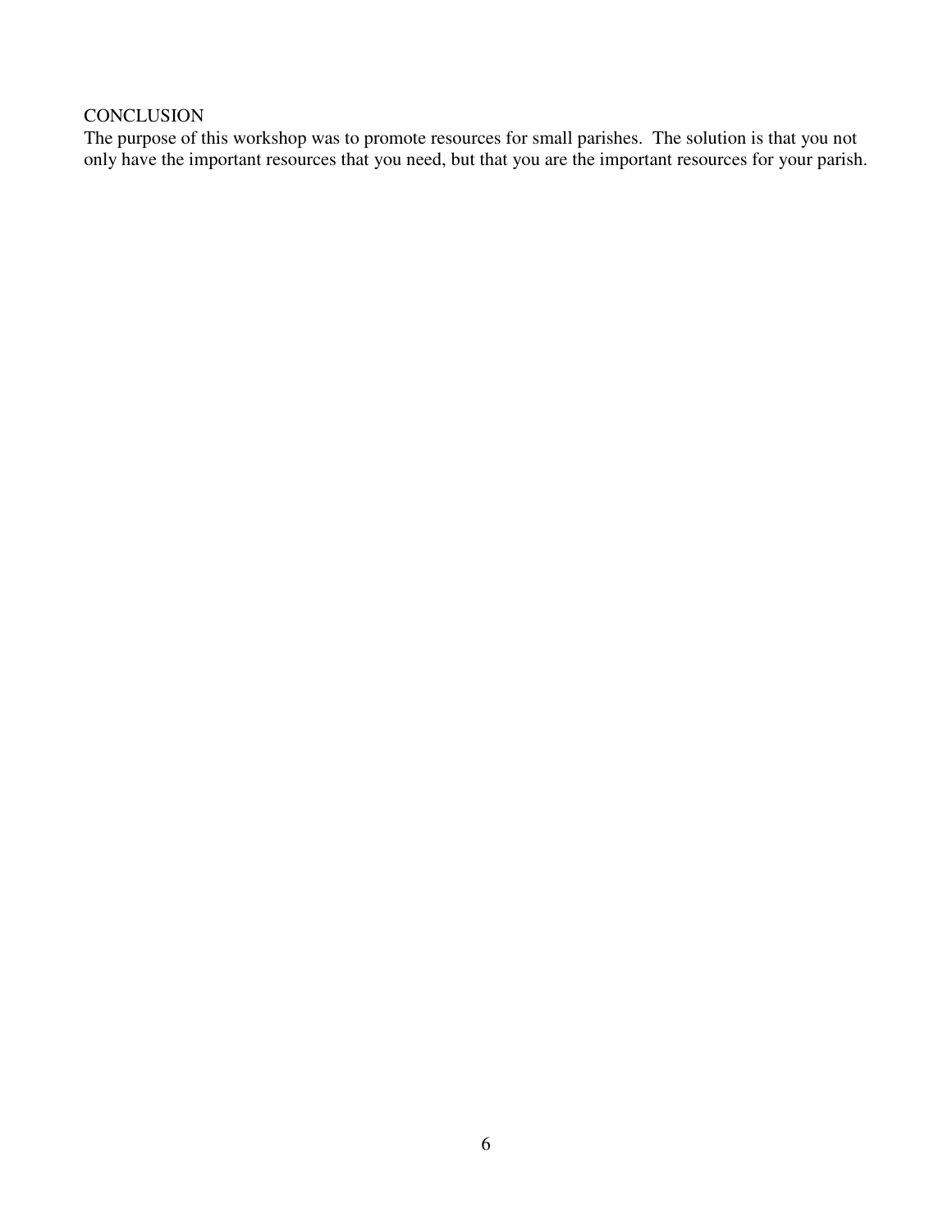## CONCLUSION

The purpose of this workshop was to promote resources for small parishes. The solution is that you not only have the important resources that you need, but that you are the important resources for your parish.